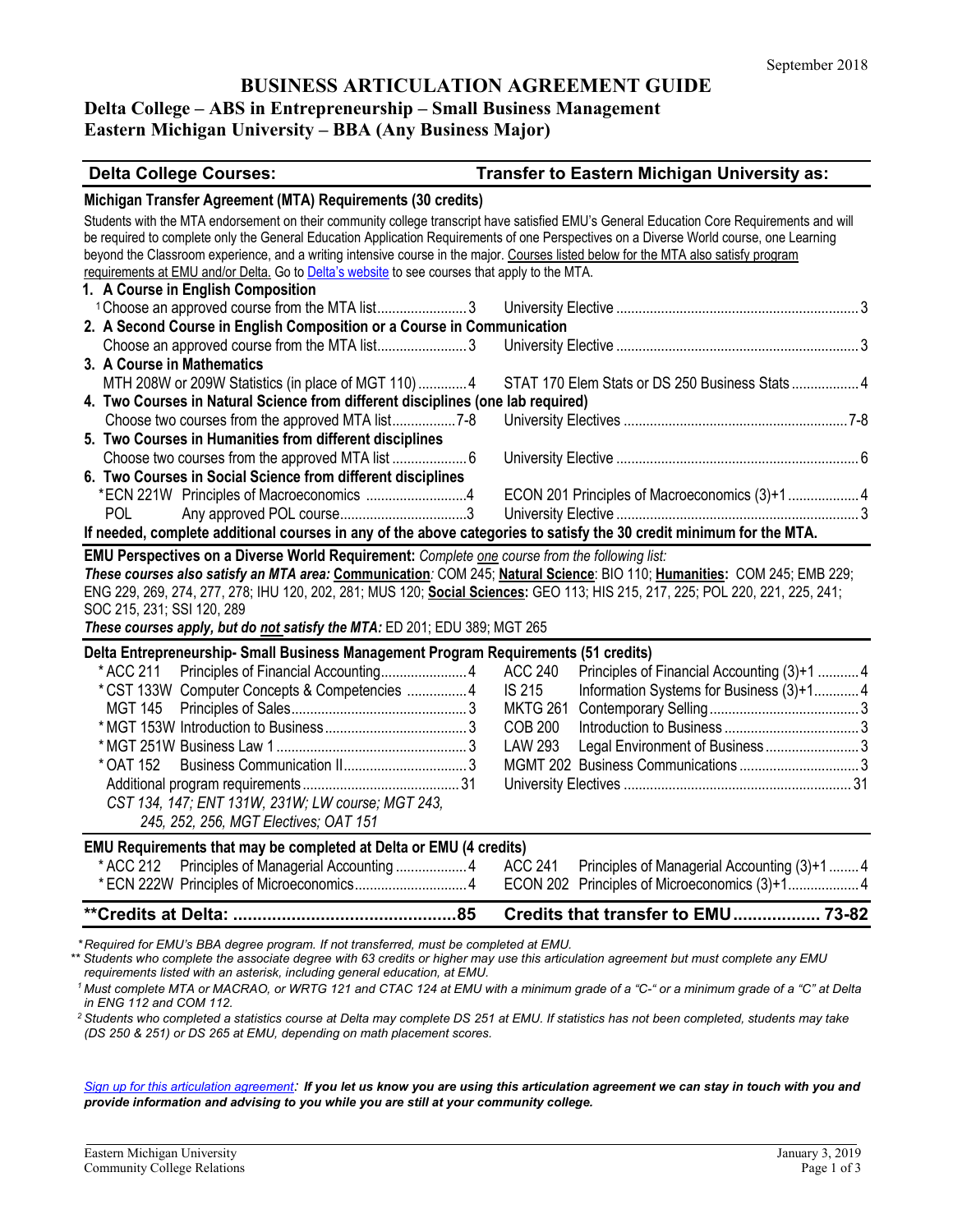September 2018

# BUSINESS ARTICULATION AGREEMENT GUIDE

## Delta College – ABS in Entrepreneurship – Small Business Management
## Eastern Michigan University – BBA (Any Business Major)

| Delta College Courses: | | Transfer to Eastern Michigan University as: | |
|---|---|---|---|
| **Michigan Transfer Agreement (MTA) Requirements (30 credits)** | | | |
| Students with the MTA endorsement on their community college transcript have satisfied EMU's General Education Core Requirements and will be required to complete only the General Education Application Requirements of one Perspectives on a Diverse World course, one Learning beyond the Classroom experience, and a writing intensive course in the major. Courses listed below for the MTA also satisfy program requirements at EMU and/or Delta. Go to Delta's website to see courses that apply to the MTA. | | | |
| **1. A Course in English Composition** | | | |
| [1] Choose an approved course from the MTA list | 3 | University Elective | 3 |
| **2. A Second Course in English Composition or a Course in Communication** | | | |
| Choose an approved course from the MTA list | 3 | University Elective | 3 |
| **3. A Course in Mathematics** | | | |
| MTH 208W or 209W Statistics (in place of MGT 110) | 4 | STAT 170 Elem Stats or DS 250 Business Stats | 4 |
| **4. Two Courses in Natural Science from different disciplines (one lab required)** | | | |
| Choose two courses from the approved MTA list | 7-8 | University Electives | 7-8 |
| **5. Two Courses in Humanities from different disciplines** | | | |
| Choose two courses from the approved MTA list | 6 | University Elective | 6 |
| **6. Two Courses in Social Science from different disciplines** | | | |
| *ECN 221W Principles of Macroeconomics | 4 | ECON 201 Principles of Macroeconomics (3)+1 | 4 |
| POL Any approved POL course | 3 | University Elective | 3 |
| **If needed, complete additional courses in any of the above categories to satisfy the 30 credit minimum for the MTA.** | | | |

**EMU Perspectives on a Diverse World Requirement:** *Complete one course from the following list:*
***These courses also satisfy an MTA area:*** **Communication**: COM 245; **Natural Science**: BIO 110; **Humanities:** COM 245; EMB 229; ENG 229, 269, 274, 277, 278; IHU 120, 202, 281; MUS 120; **Social Sciences:** GEO 113; HIS 215, 217, 225; POL 220, 221, 225, 241; SOC 215, 231; SSI 120, 289
***These courses apply, but do not satisfy the MTA:*** ED 201; EDU 389; MGT 265

| Delta College Courses | | EMU Equivalent | |
|---|---|---|---|
| **Delta Entrepreneurship- Small Business Management Program Requirements (51 credits)** | | | |
| *ACC 211 Principles of Financial Accounting | 4 | ACC 240 Principles of Financial Accounting (3)+1 | 4 |
| *CST 133W Computer Concepts & Competencies | 4 | IS 215 Information Systems for Business (3)+1 | 4 |
| MGT 145 Principles of Sales | 3 | MKTG 261 Contemporary Selling | 3 |
| *MGT 153W Introduction to Business | 3 | COB 200 Introduction to Business | 3 |
| *MGT 251W Business Law 1 | 3 | LAW 293 Legal Environment of Business | 3 |
| *OAT 152 Business Communication II | 3 | MGMT 202 Business Communications | 3 |
| Additional program requirements<br>*CST 134, 147; ENT 131W, 231W; LW course; MGT 243, 245, 252, 256, MGT Electives; OAT 151* | 31 | University Electives | 31 |
| **EMU Requirements that may be completed at Delta or EMU (4 credits)** | | | |
| *ACC 212 Principles of Managerial Accounting | 4 | ACC 241 Principles of Managerial Accounting (3)+1 | 4 |
| *ECN 222W Principles of Microeconomics | 4 | ECON 202 Principles of Microeconomics (3)+1 | 4 |
| **\*\*Credits at Delta:** | **85** | **Credits that transfer to EMU** | **73-82** |

*\*Required for EMU's BBA degree program. If not transferred, must be completed at EMU.*

*\*\* Students who complete the associate degree with 63 credits or higher may use this articulation agreement but must complete any EMU requirements listed with an asterisk, including general education, at EMU.*

*[1] Must complete MTA or MACRAO, or WRTG 121 and CTAC 124 at EMU with a minimum grade of a "C-" or a minimum grade of a "C" at Delta in ENG 112 and COM 112.*

*[2] Students who completed a statistics course at Delta may complete DS 251 at EMU. If statistics has not been completed, students may take (DS 250 & 251) or DS 265 at EMU, depending on math placement scores.*

*Sign up for this articulation agreement:* ***If you let us know you are using this articulation agreement we can stay in touch with you and provide information and advising to you while you are still at your community college.***

Eastern Michigan University
Community College Relations

January 3, 2019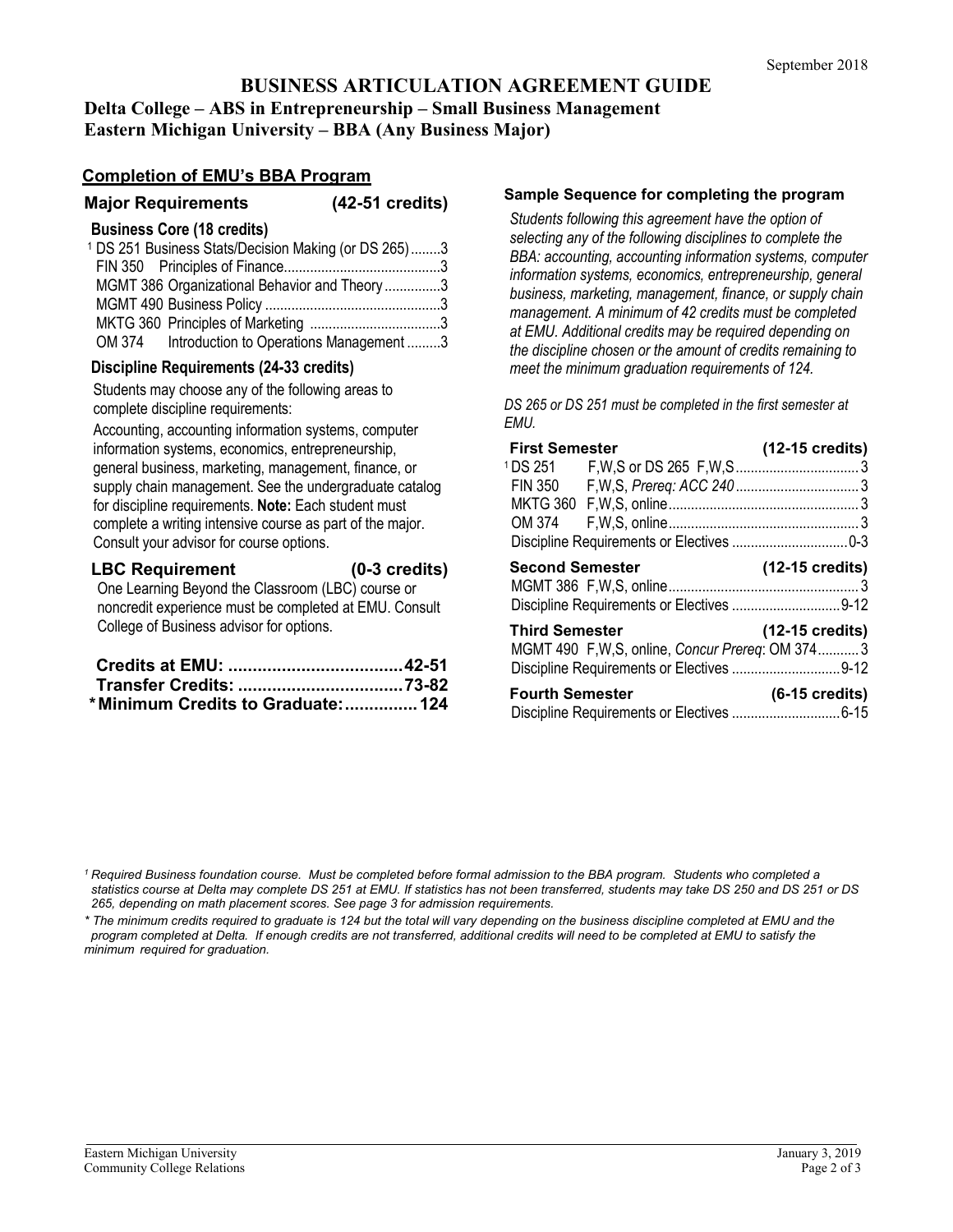September 2018

# BUSINESS ARTICULATION AGREEMENT GUIDE

**Delta College – ABS in Entrepreneurship – Small Business Management**
**Eastern Michigan University – BBA (Any Business Major)**

## Completion of EMU's BBA Program

### Major Requirements (42-51 credits)

#### Business Core (18 credits)

| Course | Credits |
|---|---|
| [1] DS 251 Business Stats/Decision Making (or DS 265) | 3 |
| FIN 350 Principles of Finance | 3 |
| MGMT 386 Organizational Behavior and Theory | 3 |
| MGMT 490 Business Policy | 3 |
| MKTG 360 Principles of Marketing | 3 |
| OM 374 Introduction to Operations Management | 3 |

#### Discipline Requirements (24-33 credits)

Students may choose any of the following areas to complete discipline requirements:

Accounting, accounting information systems, computer information systems, economics, entrepreneurship, general business, marketing, management, finance, or supply chain management. See the undergraduate catalog for discipline requirements. **Note:** Each student must complete a writing intensive course as part of the major. Consult your advisor for course options.

### LBC Requirement (0-3 credits)

One Learning Beyond the Classroom (LBC) course or noncredit experience must be completed at EMU. Consult College of Business advisor for options.

| | |
|---|---|
| **Credits at EMU:** | **42-51** |
| **Transfer Credits:** | **73-82** |
| **\*Minimum Credits to Graduate:** | **124** |

### Sample Sequence for completing the program

*Students following this agreement have the option of selecting any of the following disciplines to complete the BBA: accounting, accounting information systems, computer information systems, economics, entrepreneurship, general business, marketing, management, finance, or supply chain management. A minimum of 42 credits must be completed at EMU. Additional credits may be required depending on the discipline chosen or the amount of credits remaining to meet the minimum graduation requirements of 124.*

*DS 265 or DS 251 must be completed in the first semester at EMU.*

**First Semester (12-15 credits)**

| Course | Credits |
|---|---|
| [1] DS 251 F,W,S or DS 265 F,W,S | 3 |
| FIN 350 F,W,S, *Prereq: ACC 240* | 3 |
| MKTG 360 F,W,S, online | 3 |
| OM 374 F,W,S, online | 3 |
| Discipline Requirements or Electives | 0-3 |

**Second Semester (12-15 credits)**

| Course | Credits |
|---|---|
| MGMT 386 F,W,S, online | 3 |
| Discipline Requirements or Electives | 9-12 |

**Third Semester (12-15 credits)**

| Course | Credits |
|---|---|
| MGMT 490 F,W,S, online, *Concur Prereq*: OM 374 | 3 |
| Discipline Requirements or Electives | 9-12 |

**Fourth Semester (6-15 credits)**

| Course | Credits |
|---|---|
| Discipline Requirements or Electives | 6-15 |

*[1] Required Business foundation course. Must be completed before formal admission to the BBA program. Students who completed a statistics course at Delta may complete DS 251 at EMU. If statistics has not been transferred, students may take DS 250 and DS 251 or DS 265, depending on math placement scores. See page 3 for admission requirements.*

*\* The minimum credits required to graduate is 124 but the total will vary depending on the business discipline completed at EMU and the program completed at Delta. If enough credits are not transferred, additional credits will need to be completed at EMU to satisfy the minimum required for graduation.*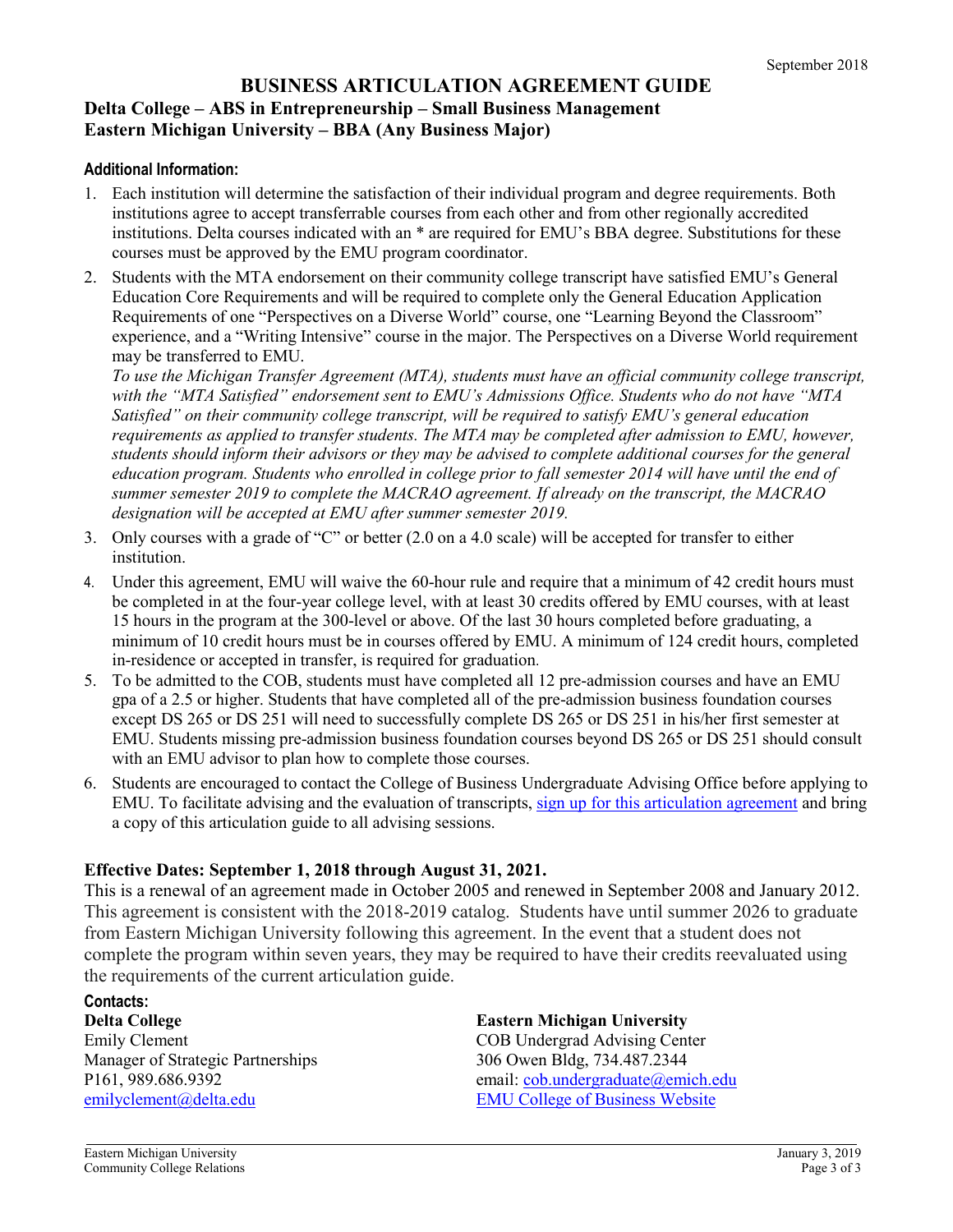September 2018

# BUSINESS ARTICULATION AGREEMENT GUIDE

## Delta College – ABS in Entrepreneurship – Small Business Management
## Eastern Michigan University – BBA (Any Business Major)

### Additional Information:

1. Each institution will determine the satisfaction of their individual program and degree requirements. Both institutions agree to accept transferrable courses from each other and from other regionally accredited institutions. Delta courses indicated with an * are required for EMU's BBA degree. Substitutions for these courses must be approved by the EMU program coordinator.
2. Students with the MTA endorsement on their community college transcript have satisfied EMU's General Education Core Requirements and will be required to complete only the General Education Application Requirements of one "Perspectives on a Diverse World" course, one "Learning Beyond the Classroom" experience, and a "Writing Intensive" course in the major. The Perspectives on a Diverse World requirement may be transferred to EMU.
   *To use the Michigan Transfer Agreement (MTA), students must have an official community college transcript, with the "MTA Satisfied" endorsement sent to EMU's Admissions Office. Students who do not have "MTA Satisfied" on their community college transcript, will be required to satisfy EMU's general education requirements as applied to transfer students. The MTA may be completed after admission to EMU, however, students should inform their advisors or they may be advised to complete additional courses for the general education program. Students who enrolled in college prior to fall semester 2014 will have until the end of summer semester 2019 to complete the MACRAO agreement. If already on the transcript, the MACRAO designation will be accepted at EMU after summer semester 2019.*
3. Only courses with a grade of "C" or better (2.0 on a 4.0 scale) will be accepted for transfer to either institution.
4. Under this agreement, EMU will waive the 60-hour rule and require that a minimum of 42 credit hours must be completed in at the four-year college level, with at least 30 credits offered by EMU courses, with at least 15 hours in the program at the 300-level or above. Of the last 30 hours completed before graduating, a minimum of 10 credit hours must be in courses offered by EMU. A minimum of 124 credit hours, completed in-residence or accepted in transfer, is required for graduation.
5. To be admitted to the COB, students must have completed all 12 pre-admission courses and have an EMU gpa of a 2.5 or higher. Students that have completed all of the pre-admission business foundation courses except DS 265 or DS 251 will need to successfully complete DS 265 or DS 251 in his/her first semester at EMU. Students missing pre-admission business foundation courses beyond DS 265 or DS 251 should consult with an EMU advisor to plan how to complete those courses.
6. Students are encouraged to contact the College of Business Undergraduate Advising Office before applying to EMU. To facilitate advising and the evaluation of transcripts, sign up for this articulation agreement and bring a copy of this articulation guide to all advising sessions.

### Effective Dates: September 1, 2018 through August 31, 2021.

This is a renewal of an agreement made in October 2005 and renewed in September 2008 and January 2012. This agreement is consistent with the 2018-2019 catalog. Students have until summer 2026 to graduate from Eastern Michigan University following this agreement. In the event that a student does not complete the program within seven years, they may be required to have their credits reevaluated using the requirements of the current articulation guide.

### Contacts:

**Delta College**
Emily Clement
Manager of Strategic Partnerships
P161, 989.686.9392
emilyclement@delta.edu

**Eastern Michigan University**
COB Undergrad Advising Center
306 Owen Bldg, 734.487.2344
email: cob.undergraduate@emich.edu
EMU College of Business Website